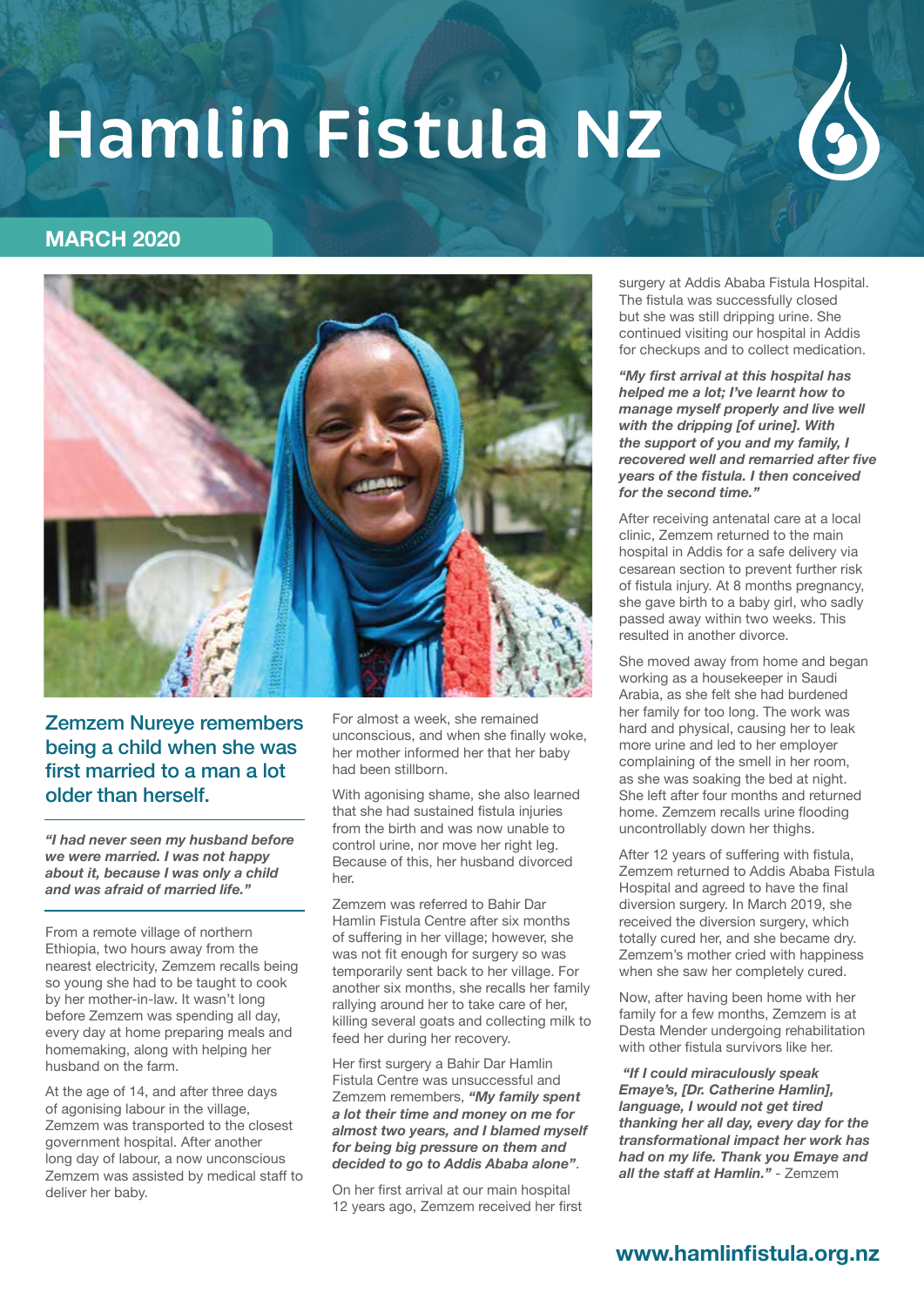# Hamlin Fistula NZ

## MARCH 2020

### Zemzem Nureye remembers being a child when she was first married to a man a lot older than herself.

***"I had never seen my husband before we were married. I was not happy about it, because I was only a child and was afraid of married life."***

From a remote village of northern Ethiopia, two hours away from the nearest electricity, Zemzem recalls being so young she had to be taught to cook by her mother-in-law. It wasn't long before Zemzem was spending all day, every day at home preparing meals and homemaking, along with helping her husband on the farm.

At the age of 14, and after three days of agonising labour in the village, Zemzem was transported to the closest government hospital. After another long day of labour, a now unconscious Zemzem was assisted by medical staff to deliver her baby.

For almost a week, she remained unconscious, and when she finally woke, her mother informed her that her baby had been stillborn.

With agonising shame, she also learned that she had sustained fistula injuries from the birth and was now unable to control urine, nor move her right leg. Because of this, her husband divorced her.

Zemzem was referred to Bahir Dar Hamlin Fistula Centre after six months of suffering in her village; however, she was not fit enough for surgery so was temporarily sent back to her village. For another six months, she recalls her family rallying around her to take care of her, killing several goats and collecting milk to feed her during her recovery.

Her first surgery a Bahir Dar Hamlin Fistula Centre was unsuccessful and Zemzem remembers, ***"My family spent a lot their time and money on me for almost two years, and I blamed myself for being big pressure on them and decided to go to Addis Ababa alone"***.

On her first arrival at our main hospital 12 years ago, Zemzem received her first surgery at Addis Ababa Fistula Hospital. The fistula was successfully closed but she was still dripping urine. She continued visiting our hospital in Addis for checkups and to collect medication.

***"My first arrival at this hospital has helped me a lot; I've learnt how to manage myself properly and live well with the dripping [of urine]. With the support of you and my family, I recovered well and remarried after five years of the fistula. I then conceived for the second time."***

After receiving antenatal care at a local clinic, Zemzem returned to the main hospital in Addis for a safe delivery via cesarean section to prevent further risk of fistula injury. At 8 months pregnancy, she gave birth to a baby girl, who sadly passed away within two weeks. This resulted in another divorce.

She moved away from home and began working as a housekeeper in Saudi Arabia, as she felt she had burdened her family for too long. The work was hard and physical, causing her to leak more urine and led to her employer complaining of the smell in her room, as she was soaking the bed at night. She left after four months and returned home. Zemzem recalls urine flooding uncontrollably down her thighs.

After 12 years of suffering with fistula, Zemzem returned to Addis Ababa Fistula Hospital and agreed to have the final diversion surgery. In March 2019, she received the diversion surgery, which totally cured her, and she became dry. Zemzem's mother cried with happiness when she saw her completely cured.

Now, after having been home with her family for a few months, Zemzem is at Desta Mender undergoing rehabilitation with other fistula survivors like her.

***"If I could miraculously speak Emaye's, [Dr. Catherine Hamlin], language, I would not get tired thanking her all day, every day for the transformational impact her work has had on my life. Thank you Emaye and all the staff at Hamlin."*** - Zemzem

**www.hamlinfistula.org.nz**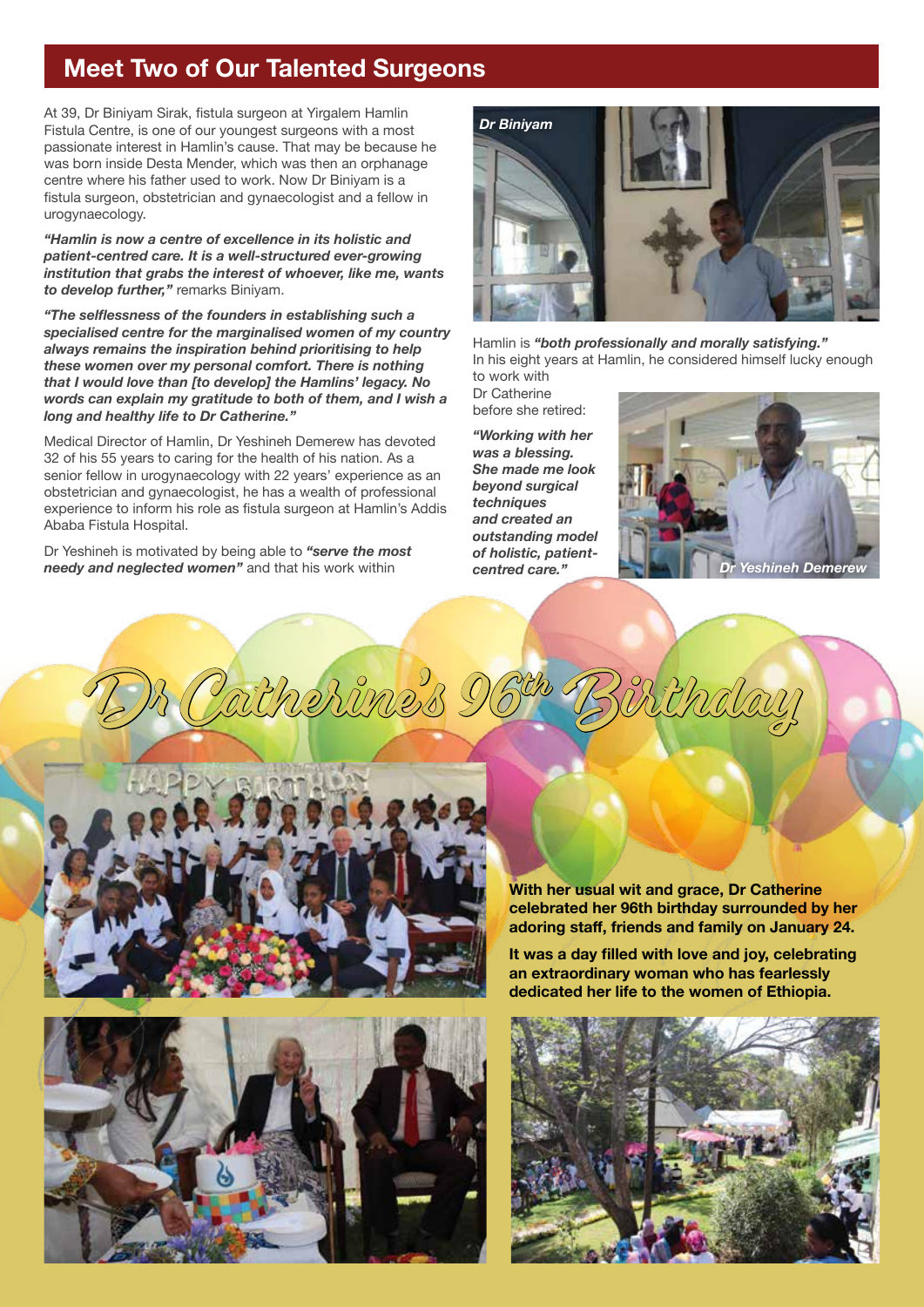## Meet Two of Our Talented Surgeons

At 39, Dr Biniyam Sirak, fistula surgeon at Yirgalem Hamlin Fistula Centre, is one of our youngest surgeons with a most passionate interest in Hamlin's cause. That may be because he was born inside Desta Mender, which was then an orphanage centre where his father used to work. Now Dr Biniyam is a fistula surgeon, obstetrician and gynaecologist and a fellow in urogynaecology.

***"Hamlin is now a centre of excellence in its holistic and patient-centred care. It is a well-structured ever-growing institution that grabs the interest of whoever, like me, wants to develop further,"*** remarks Biniyam.

***"The selflessness of the founders in establishing such a specialised centre for the marginalised women of my country always remains the inspiration behind prioritising to help these women over my personal comfort. There is nothing that I would love than [to develop] the Hamlins' legacy. No words can explain my gratitude to both of them, and I wish a long and healthy life to Dr Catherine."***

*Dr Biniyam*

Medical Director of Hamlin, Dr Yeshineh Demerew has devoted 32 of his 55 years to caring for the health of his nation. As a senior fellow in urogynaecology with 22 years' experience as an obstetrician and gynaecologist, he has a wealth of professional experience to inform his role as fistula surgeon at Hamlin's Addis Ababa Fistula Hospital.

Dr Yeshineh is motivated by being able to ***"serve the most needy and neglected women"*** and that his work within Hamlin is ***"both professionally and morally satisfying."*** In his eight years at Hamlin, he considered himself lucky enough to work with Dr Catherine before she retired:

***"Working with her was a blessing. She made me look beyond surgical techniques and created an outstanding model of holistic, patient-centred care."***

*Dr Yeshineh Demerew*

## Dr Catherine's 96th Birthday

**With her usual wit and grace, Dr Catherine celebrated her 96th birthday surrounded by her adoring staff, friends and family on January 24.**

**It was a day filled with love and joy, celebrating an extraordinary woman who has fearlessly dedicated her life to the women of Ethiopia.**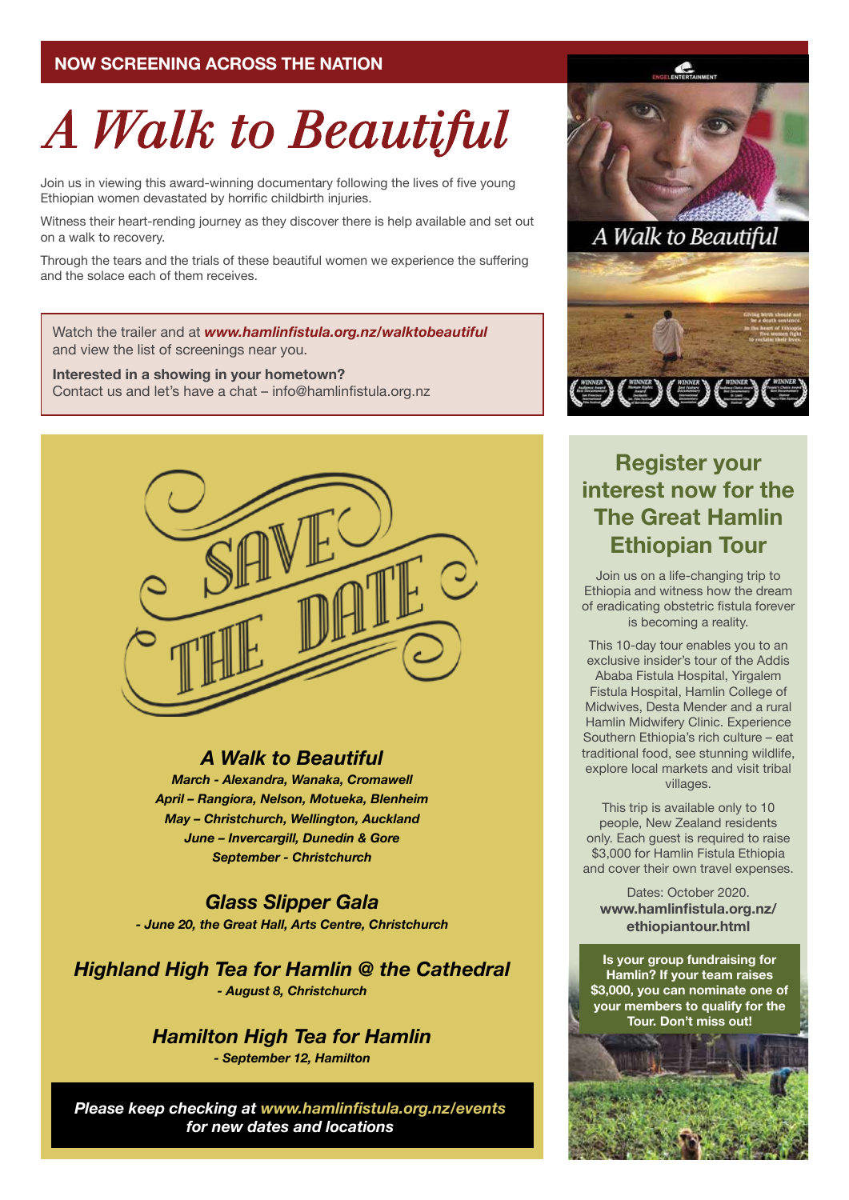**NOW SCREENING ACROSS THE NATION**

# *A Walk to Beautiful*

Join us in viewing this award-winning documentary following the lives of five young Ethiopian women devastated by horrific childbirth injuries.

Witness their heart-rending journey as they discover there is help available and set out on a walk to recovery.

Through the tears and the trials of these beautiful women we experience the suffering and the solace each of them receives.

Watch the trailer and at ***www.hamlinfistula.org.nz/walktobeautiful*** and view the list of screenings near you.

**Interested in a showing in your hometown?**
Contact us and let's have a chat – info@hamlinfistula.org.nz

SAVE THE DATE

### *A Walk to Beautiful*

***March - Alexandra, Wanaka, Cromawell***
***April – Rangiora, Nelson, Motueka, Blenheim***
***May – Christchurch, Wellington, Auckland***
***June – Invercargill, Dunedin & Gore***
***September - Christchurch***

### *Glass Slipper Gala*

***- June 20, the Great Hall, Arts Centre, Christchurch***

### *Highland High Tea for Hamlin @ the Cathedral*

***- August 8, Christchurch***

### *Hamilton High Tea for Hamlin*

***- September 12, Hamilton***

***Please keep checking at www.hamlinfistula.org.nz/events for new dates and locations***

## Register your interest now for the The Great Hamlin Ethiopian Tour

Join us on a life-changing trip to Ethiopia and witness how the dream of eradicating obstetric fistula forever is becoming a reality.

This 10-day tour enables you to an exclusive insider's tour of the Addis Ababa Fistula Hospital, Yirgalem Fistula Hospital, Hamlin College of Midwives, Desta Mender and a rural Hamlin Midwifery Clinic. Experience Southern Ethiopia's rich culture – eat traditional food, see stunning wildlife, explore local markets and visit tribal villages.

This trip is available only to 10 people, New Zealand residents only. Each guest is required to raise $3,000 for Hamlin Fistula Ethiopia and cover their own travel expenses.

Dates: October 2020.
**www.hamlinfistula.org.nz/ethiopiantour.html**

**Is your group fundraising for Hamlin? If your team raises $3,000, you can nominate one of your members to qualify for the Tour. Don't miss out!**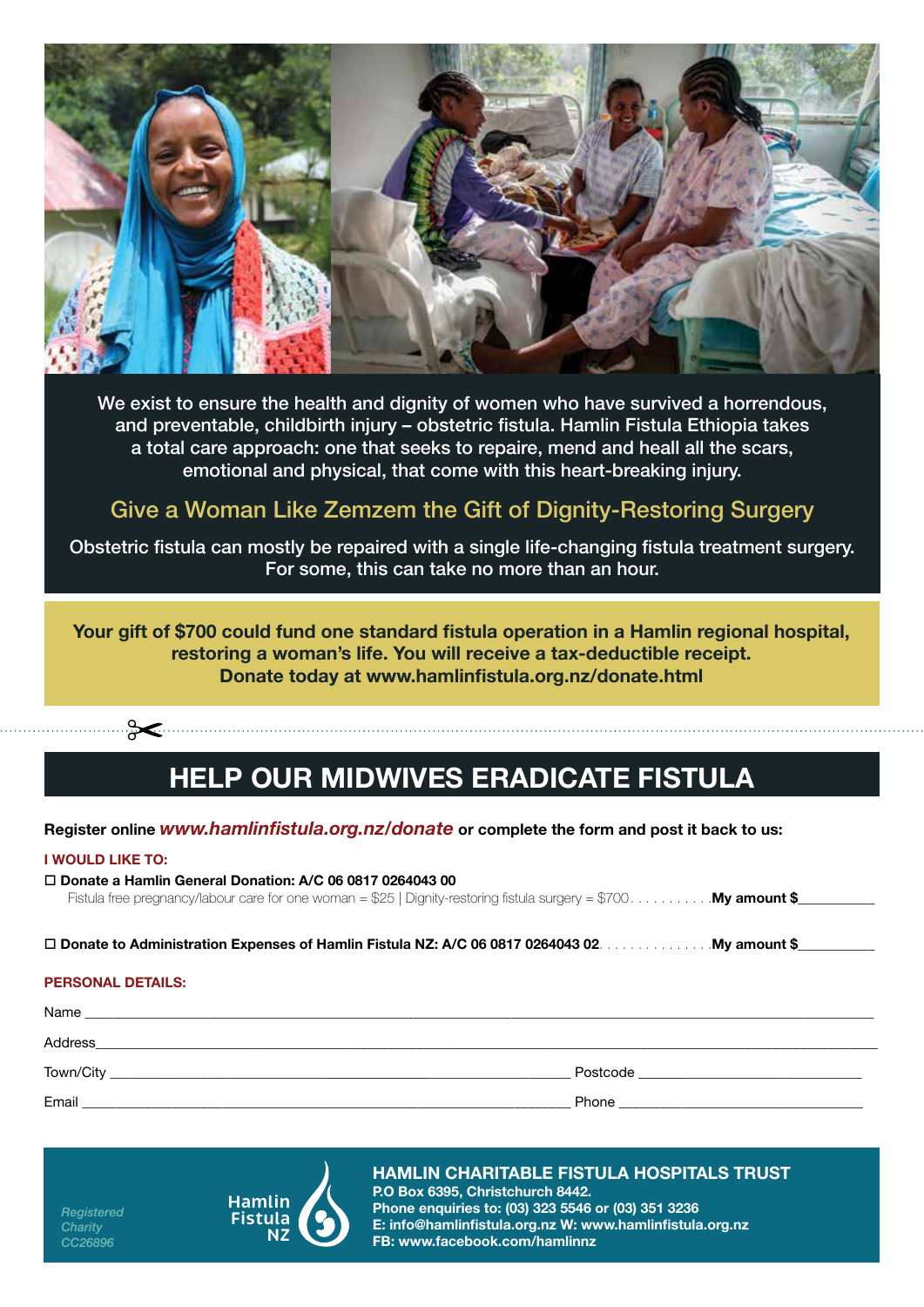We exist to ensure the health and dignity of women who have survived a horrendous, and preventable, childbirth injury – obstetric fistula. Hamlin Fistula Ethiopia takes a total care approach: one that seeks to repaire, mend and heall all the scars, emotional and physical, that come with this heart-breaking injury.

## Give a Woman Like Zemzem the Gift of Dignity-Restoring Surgery

Obstetric fistula can mostly be repaired with a single life-changing fistula treatment surgery. For some, this can take no more than an hour.

**Your gift of $700 could fund one standard fistula operation in a Hamlin regional hospital, restoring a woman's life. You will receive a tax-deductible receipt. Donate today at www.hamlinfistula.org.nz/donate.html**

# HELP OUR MIDWIVES ERADICATE FISTULA

**Register online** ***www.hamlinfistula.org.nz/donate*** **or complete the form and post it back to us:**

**I WOULD LIKE TO:**

☐ **Donate a Hamlin General Donation: A/C 06 0817 0264043 00**
Fistula free pregnancy/labour care for one woman = $25 | Dignity-restoring fistula surgery = $700. . . . . . . . . . **My amount $**__________

☐ **Donate to Administration Expenses of Hamlin Fistula NZ: A/C 06 0817 0264043 02**. . . . . . . . . . . . . . **My amount $**__________

**PERSONAL DETAILS:**

Name ____________________________________________

Address__________________________________________

Town/City ______________________ Postcode ______________

Email __________________________ Phone ________________

*Registered Charity CC26896*

Hamlin Fistula NZ

**HAMLIN CHARITABLE FISTULA HOSPITALS TRUST**
**P.O Box 6395, Christchurch 8442.**
**Phone enquiries to: (03) 323 5546 or (03) 351 3236**
**E: info@hamlinfistula.org.nz W: www.hamlinfistula.org.nz**
**FB: www.facebook.com/hamlinnz**